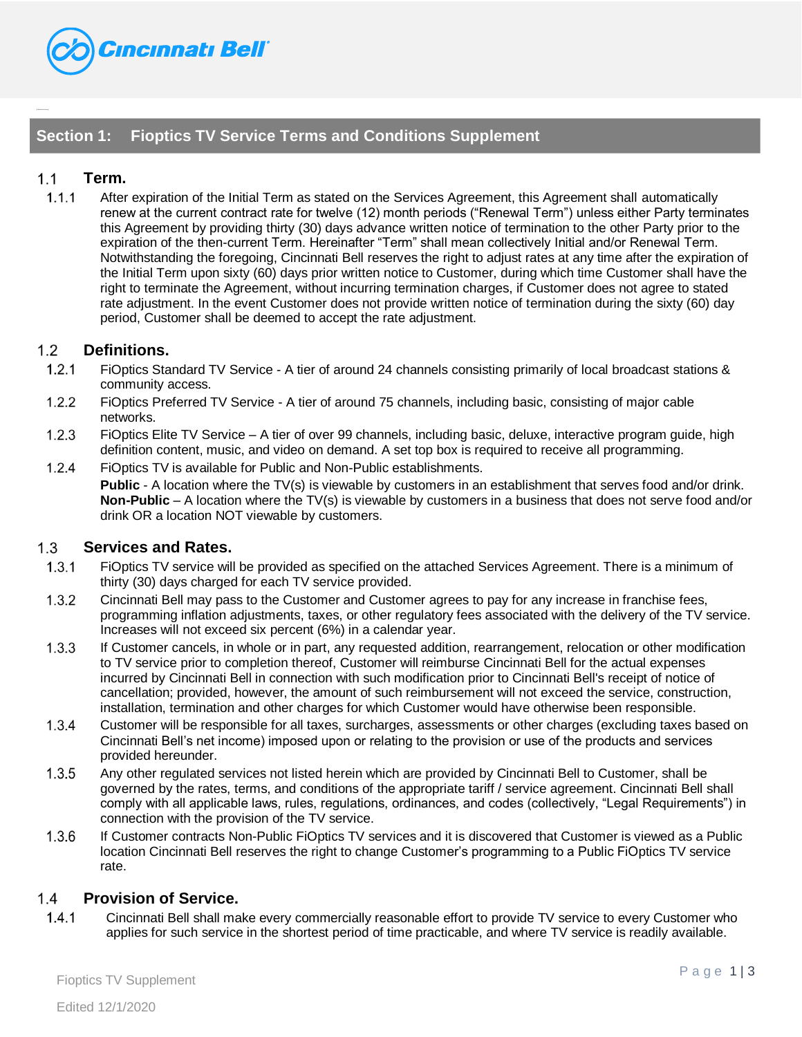## Section 1: Fioptics TV Service Terms and Conditions Supplement

### 1.1 Term.

1.1.1 After expiration of the Initial Term as stated on the Services Agreement, this Agreement shall automatically renew at the current contract rate for twelve (12) month periods ("Renewal Term") unless either Party terminates this Agreement by providing thirty (30) days advance written notice of termination to the other Party prior to the expiration of the then-current Term. Hereinafter "Term" shall mean collectively Initial and/or Renewal Term. Notwithstanding the foregoing, Cincinnati Bell reserves the right to adjust rates at any time after the expiration of the Initial Term upon sixty (60) days prior written notice to Customer, during which time Customer shall have the right to terminate the Agreement, without incurring termination charges, if Customer does not agree to stated rate adjustment. In the event Customer does not provide written notice of termination during the sixty (60) day period, Customer shall be deemed to accept the rate adjustment.

### 1.2 Definitions.

1.2.1 FiOptics Standard TV Service - A tier of around 24 channels consisting primarily of local broadcast stations & community access.

1.2.2 FiOptics Preferred TV Service - A tier of around 75 channels, including basic, consisting of major cable networks.

1.2.3 FiOptics Elite TV Service – A tier of over 99 channels, including basic, deluxe, interactive program guide, high definition content, music, and video on demand. A set top box is required to receive all programming.

1.2.4 FiOptics TV is available for Public and Non-Public establishments.

**Public** - A location where the TV(s) is viewable by customers in an establishment that serves food and/or drink.
**Non-Public** – A location where the TV(s) is viewable by customers in a business that does not serve food and/or drink OR a location NOT viewable by customers.

### 1.3 Services and Rates.

1.3.1 FiOptics TV service will be provided as specified on the attached Services Agreement. There is a minimum of thirty (30) days charged for each TV service provided.

1.3.2 Cincinnati Bell may pass to the Customer and Customer agrees to pay for any increase in franchise fees, programming inflation adjustments, taxes, or other regulatory fees associated with the delivery of the TV service. Increases will not exceed six percent (6%) in a calendar year.

1.3.3 If Customer cancels, in whole or in part, any requested addition, rearrangement, relocation or other modification to TV service prior to completion thereof, Customer will reimburse Cincinnati Bell for the actual expenses incurred by Cincinnati Bell in connection with such modification prior to Cincinnati Bell's receipt of notice of cancellation; provided, however, the amount of such reimbursement will not exceed the service, construction, installation, termination and other charges for which Customer would have otherwise been responsible.

1.3.4 Customer will be responsible for all taxes, surcharges, assessments or other charges (excluding taxes based on Cincinnati Bell's net income) imposed upon or relating to the provision or use of the products and services provided hereunder.

1.3.5 Any other regulated services not listed herein which are provided by Cincinnati Bell to Customer, shall be governed by the rates, terms, and conditions of the appropriate tariff / service agreement. Cincinnati Bell shall comply with all applicable laws, rules, regulations, ordinances, and codes (collectively, "Legal Requirements") in connection with the provision of the TV service.

1.3.6 If Customer contracts Non-Public FiOptics TV services and it is discovered that Customer is viewed as a Public location Cincinnati Bell reserves the right to change Customer's programming to a Public FiOptics TV service rate.

### 1.4 Provision of Service.

1.4.1 Cincinnati Bell shall make every commercially reasonable effort to provide TV service to every Customer who applies for such service in the shortest period of time practicable, and where TV service is readily available.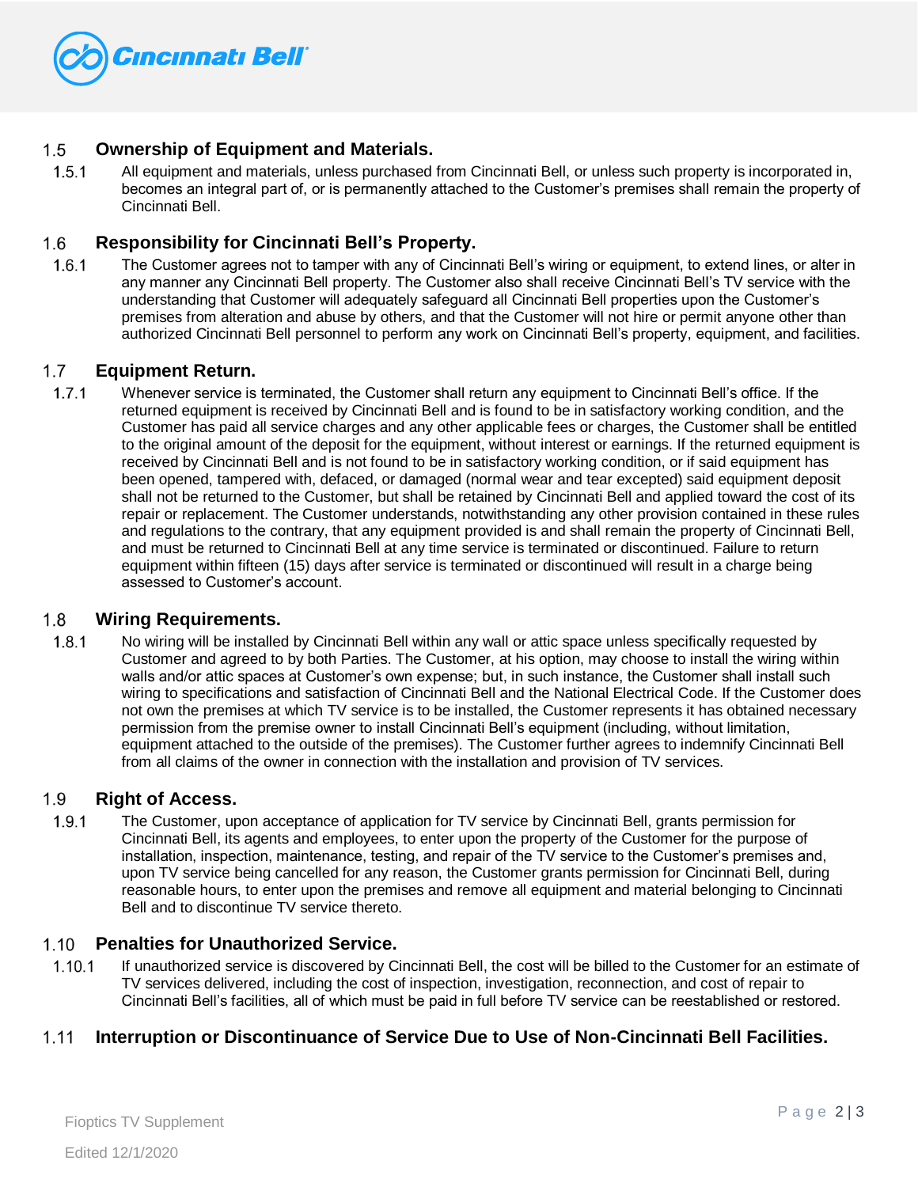## 1.5 Ownership of Equipment and Materials.

1.5.1 All equipment and materials, unless purchased from Cincinnati Bell, or unless such property is incorporated in, becomes an integral part of, or is permanently attached to the Customer's premises shall remain the property of Cincinnati Bell.

## 1.6 Responsibility for Cincinnati Bell's Property.

1.6.1 The Customer agrees not to tamper with any of Cincinnati Bell's wiring or equipment, to extend lines, or alter in any manner any Cincinnati Bell property. The Customer also shall receive Cincinnati Bell's TV service with the understanding that Customer will adequately safeguard all Cincinnati Bell properties upon the Customer's premises from alteration and abuse by others, and that the Customer will not hire or permit anyone other than authorized Cincinnati Bell personnel to perform any work on Cincinnati Bell's property, equipment, and facilities.

## 1.7 Equipment Return.

1.7.1 Whenever service is terminated, the Customer shall return any equipment to Cincinnati Bell's office. If the returned equipment is received by Cincinnati Bell and is found to be in satisfactory working condition, and the Customer has paid all service charges and any other applicable fees or charges, the Customer shall be entitled to the original amount of the deposit for the equipment, without interest or earnings. If the returned equipment is received by Cincinnati Bell and is not found to be in satisfactory working condition, or if said equipment has been opened, tampered with, defaced, or damaged (normal wear and tear excepted) said equipment deposit shall not be returned to the Customer, but shall be retained by Cincinnati Bell and applied toward the cost of its repair or replacement. The Customer understands, notwithstanding any other provision contained in these rules and regulations to the contrary, that any equipment provided is and shall remain the property of Cincinnati Bell, and must be returned to Cincinnati Bell at any time service is terminated or discontinued. Failure to return equipment within fifteen (15) days after service is terminated or discontinued will result in a charge being assessed to Customer's account.

## 1.8 Wiring Requirements.

1.8.1 No wiring will be installed by Cincinnati Bell within any wall or attic space unless specifically requested by Customer and agreed to by both Parties. The Customer, at his option, may choose to install the wiring within walls and/or attic spaces at Customer's own expense; but, in such instance, the Customer shall install such wiring to specifications and satisfaction of Cincinnati Bell and the National Electrical Code. If the Customer does not own the premises at which TV service is to be installed, the Customer represents it has obtained necessary permission from the premise owner to install Cincinnati Bell's equipment (including, without limitation, equipment attached to the outside of the premises). The Customer further agrees to indemnify Cincinnati Bell from all claims of the owner in connection with the installation and provision of TV services.

## 1.9 Right of Access.

1.9.1 The Customer, upon acceptance of application for TV service by Cincinnati Bell, grants permission for Cincinnati Bell, its agents and employees, to enter upon the property of the Customer for the purpose of installation, inspection, maintenance, testing, and repair of the TV service to the Customer's premises and, upon TV service being cancelled for any reason, the Customer grants permission for Cincinnati Bell, during reasonable hours, to enter upon the premises and remove all equipment and material belonging to Cincinnati Bell and to discontinue TV service thereto.

## 1.10 Penalties for Unauthorized Service.

1.10.1 If unauthorized service is discovered by Cincinnati Bell, the cost will be billed to the Customer for an estimate of TV services delivered, including the cost of inspection, investigation, reconnection, and cost of repair to Cincinnati Bell's facilities, all of which must be paid in full before TV service can be reestablished or restored.

## 1.11 Interruption or Discontinuance of Service Due to Use of Non-Cincinnati Bell Facilities.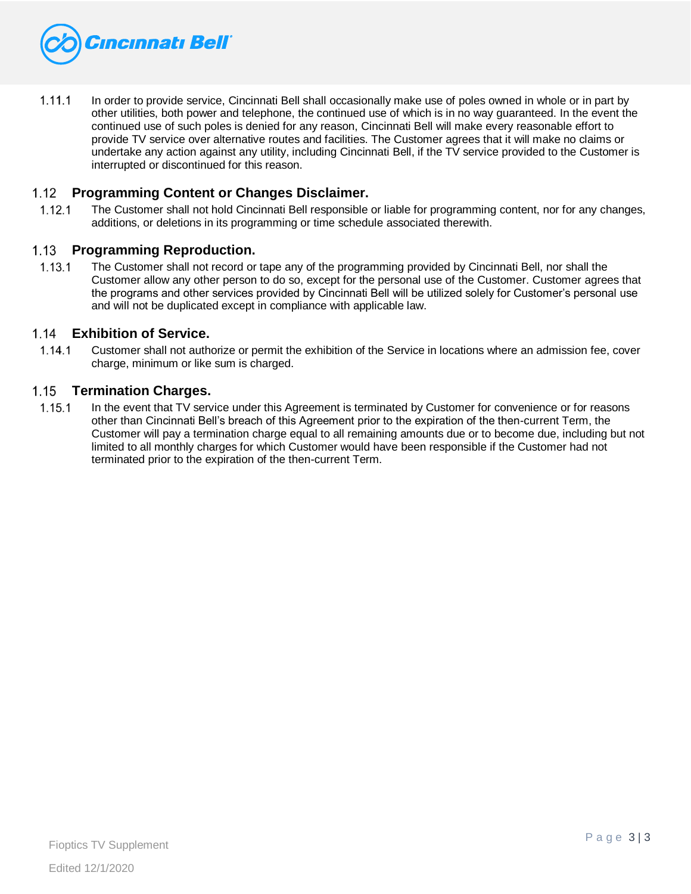1.11.1 In order to provide service, Cincinnati Bell shall occasionally make use of poles owned in whole or in part by other utilities, both power and telephone, the continued use of which is in no way guaranteed. In the event the continued use of such poles is denied for any reason, Cincinnati Bell will make every reasonable effort to provide TV service over alternative routes and facilities. The Customer agrees that it will make no claims or undertake any action against any utility, including Cincinnati Bell, if the TV service provided to the Customer is interrupted or discontinued for this reason.

## 1.12 Programming Content or Changes Disclaimer.

1.12.1 The Customer shall not hold Cincinnati Bell responsible or liable for programming content, nor for any changes, additions, or deletions in its programming or time schedule associated therewith.

## 1.13 Programming Reproduction.

1.13.1 The Customer shall not record or tape any of the programming provided by Cincinnati Bell, nor shall the Customer allow any other person to do so, except for the personal use of the Customer. Customer agrees that the programs and other services provided by Cincinnati Bell will be utilized solely for Customer's personal use and will not be duplicated except in compliance with applicable law.

## 1.14 Exhibition of Service.

1.14.1 Customer shall not authorize or permit the exhibition of the Service in locations where an admission fee, cover charge, minimum or like sum is charged.

## 1.15 Termination Charges.

1.15.1 In the event that TV service under this Agreement is terminated by Customer for convenience or for reasons other than Cincinnati Bell's breach of this Agreement prior to the expiration of the then-current Term, the Customer will pay a termination charge equal to all remaining amounts due or to become due, including but not limited to all monthly charges for which Customer would have been responsible if the Customer had not terminated prior to the expiration of the then-current Term.